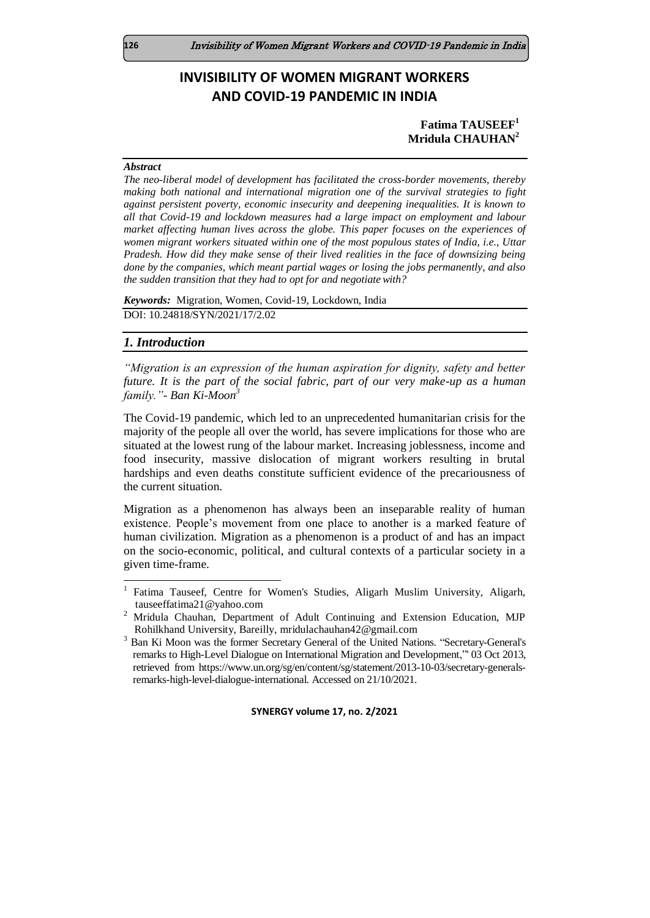# INVISIBILITY OF WOMEN MIGRANT WORKERS AND COVID-19 PANDEMIC IN INDIA

**Fatima TAUSEEF**[1]
**Mridula CHAUHAN**[2]

***Abstract***

*The neo-liberal model of development has facilitated the cross-border movements, thereby making both national and international migration one of the survival strategies to fight against persistent poverty, economic insecurity and deepening inequalities. It is known to all that Covid-19 and lockdown measures had a large impact on employment and labour market affecting human lives across the globe. This paper focuses on the experiences of women migrant workers situated within one of the most populous states of India, i.e., Uttar Pradesh. How did they make sense of their lived realities in the face of downsizing being done by the companies, which meant partial wages or losing the jobs permanently, and also the sudden transition that they had to opt for and negotiate with?*

***Keywords:*** Migration, Women, Covid-19, Lockdown, India

DOI: 10.24818/SYN/2021/17/2.02

## *1. Introduction*

*"Migration is an expression of the human aspiration for dignity, safety and better future. It is the part of the social fabric, part of our very make-up as a human family."- Ban Ki-Moon*[3]

The Covid-19 pandemic, which led to an unprecedented humanitarian crisis for the majority of the people all over the world, has severe implications for those who are situated at the lowest rung of the labour market. Increasing joblessness, income and food insecurity, massive dislocation of migrant workers resulting in brutal hardships and even deaths constitute sufficient evidence of the precariousness of the current situation.

Migration as a phenomenon has always been an inseparable reality of human existence. People's movement from one place to another is a marked feature of human civilization. Migration as a phenomenon is a product of and has an impact on the socio-economic, political, and cultural contexts of a particular society in a given time-frame.

---

[1] Fatima Tauseef, Centre for Women's Studies, Aligarh Muslim University, Aligarh, tauseeffatima21@yahoo.com

[2] Mridula Chauhan, Department of Adult Continuing and Extension Education, MJP Rohilkhand University, Bareilly, mridulachauhan42@gmail.com

[3] Ban Ki Moon was the former Secretary General of the United Nations. "Secretary-General's remarks to High-Level Dialogue on International Migration and Development,'" 03 Oct 2013, retrieved from https://www.un.org/sg/en/content/sg/statement/2013-10-03/secretary-generals-remarks-high-level-dialogue-international. Accessed on 21/10/2021.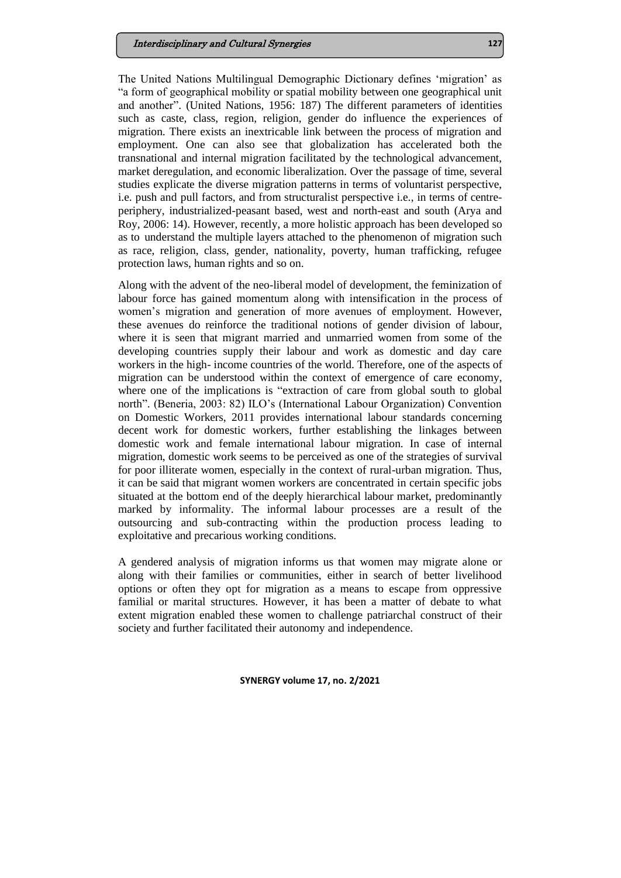The United Nations Multilingual Demographic Dictionary defines 'migration' as "a form of geographical mobility or spatial mobility between one geographical unit and another". (United Nations, 1956: 187) The different parameters of identities such as caste, class, region, religion, gender do influence the experiences of migration. There exists an inextricable link between the process of migration and employment. One can also see that globalization has accelerated both the transnational and internal migration facilitated by the technological advancement, market deregulation, and economic liberalization. Over the passage of time, several studies explicate the diverse migration patterns in terms of voluntarist perspective, i.e. push and pull factors, and from structuralist perspective i.e., in terms of centre-periphery, industrialized-peasant based, west and north-east and south (Arya and Roy, 2006: 14). However, recently, a more holistic approach has been developed so as to understand the multiple layers attached to the phenomenon of migration such as race, religion, class, gender, nationality, poverty, human trafficking, refugee protection laws, human rights and so on.

Along with the advent of the neo-liberal model of development, the feminization of labour force has gained momentum along with intensification in the process of women's migration and generation of more avenues of employment. However, these avenues do reinforce the traditional notions of gender division of labour, where it is seen that migrant married and unmarried women from some of the developing countries supply their labour and work as domestic and day care workers in the high- income countries of the world. Therefore, one of the aspects of migration can be understood within the context of emergence of care economy, where one of the implications is "extraction of care from global south to global north". (Beneria, 2003: 82) ILO's (International Labour Organization) Convention on Domestic Workers, 2011 provides international labour standards concerning decent work for domestic workers, further establishing the linkages between domestic work and female international labour migration. In case of internal migration, domestic work seems to be perceived as one of the strategies of survival for poor illiterate women, especially in the context of rural-urban migration. Thus, it can be said that migrant women workers are concentrated in certain specific jobs situated at the bottom end of the deeply hierarchical labour market, predominantly marked by informality. The informal labour processes are a result of the outsourcing and sub-contracting within the production process leading to exploitative and precarious working conditions.

A gendered analysis of migration informs us that women may migrate alone or along with their families or communities, either in search of better livelihood options or often they opt for migration as a means to escape from oppressive familial or marital structures. However, it has been a matter of debate to what extent migration enabled these women to challenge patriarchal construct of their society and further facilitated their autonomy and independence.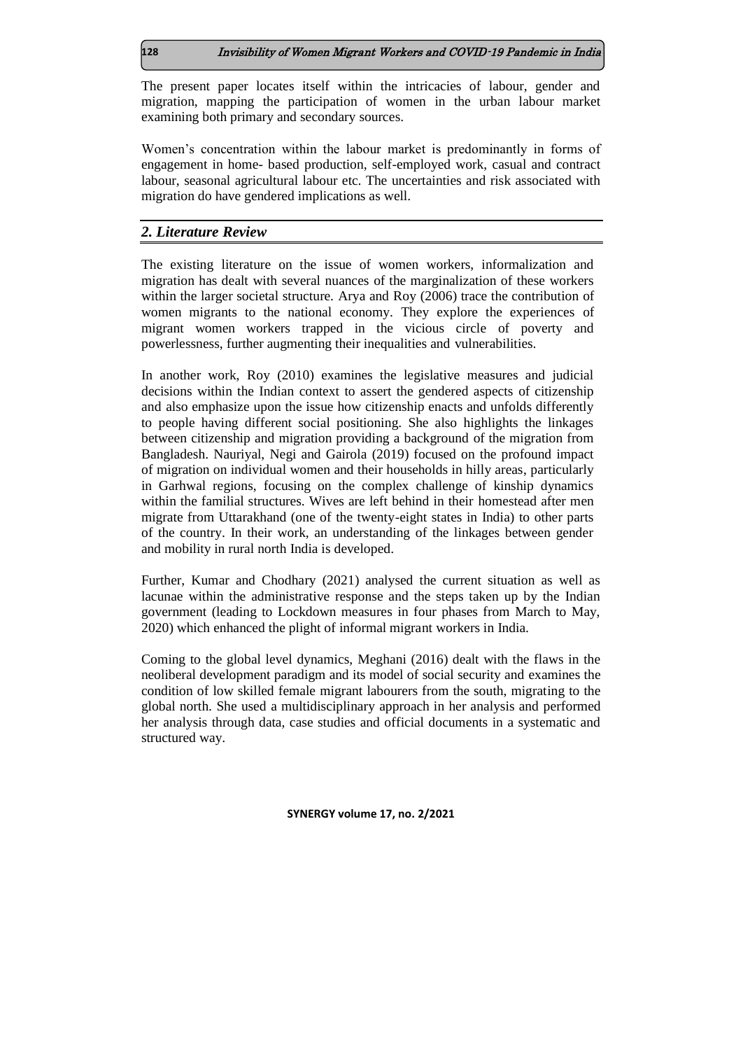The present paper locates itself within the intricacies of labour, gender and migration, mapping the participation of women in the urban labour market examining both primary and secondary sources.

Women's concentration within the labour market is predominantly in forms of engagement in home- based production, self-employed work, casual and contract labour, seasonal agricultural labour etc. The uncertainties and risk associated with migration do have gendered implications as well.

## *2. Literature Review*

The existing literature on the issue of women workers, informalization and migration has dealt with several nuances of the marginalization of these workers within the larger societal structure. Arya and Roy (2006) trace the contribution of women migrants to the national economy. They explore the experiences of migrant women workers trapped in the vicious circle of poverty and powerlessness, further augmenting their inequalities and vulnerabilities.

In another work, Roy (2010) examines the legislative measures and judicial decisions within the Indian context to assert the gendered aspects of citizenship and also emphasize upon the issue how citizenship enacts and unfolds differently to people having different social positioning. She also highlights the linkages between citizenship and migration providing a background of the migration from Bangladesh. Nauriyal, Negi and Gairola (2019) focused on the profound impact of migration on individual women and their households in hilly areas, particularly in Garhwal regions, focusing on the complex challenge of kinship dynamics within the familial structures. Wives are left behind in their homestead after men migrate from Uttarakhand (one of the twenty-eight states in India) to other parts of the country. In their work, an understanding of the linkages between gender and mobility in rural north India is developed.

Further, Kumar and Chodhary (2021) analysed the current situation as well as lacunae within the administrative response and the steps taken up by the Indian government (leading to Lockdown measures in four phases from March to May, 2020) which enhanced the plight of informal migrant workers in India.

Coming to the global level dynamics, Meghani (2016) dealt with the flaws in the neoliberal development paradigm and its model of social security and examines the condition of low skilled female migrant labourers from the south, migrating to the global north. She used a multidisciplinary approach in her analysis and performed her analysis through data, case studies and official documents in a systematic and structured way.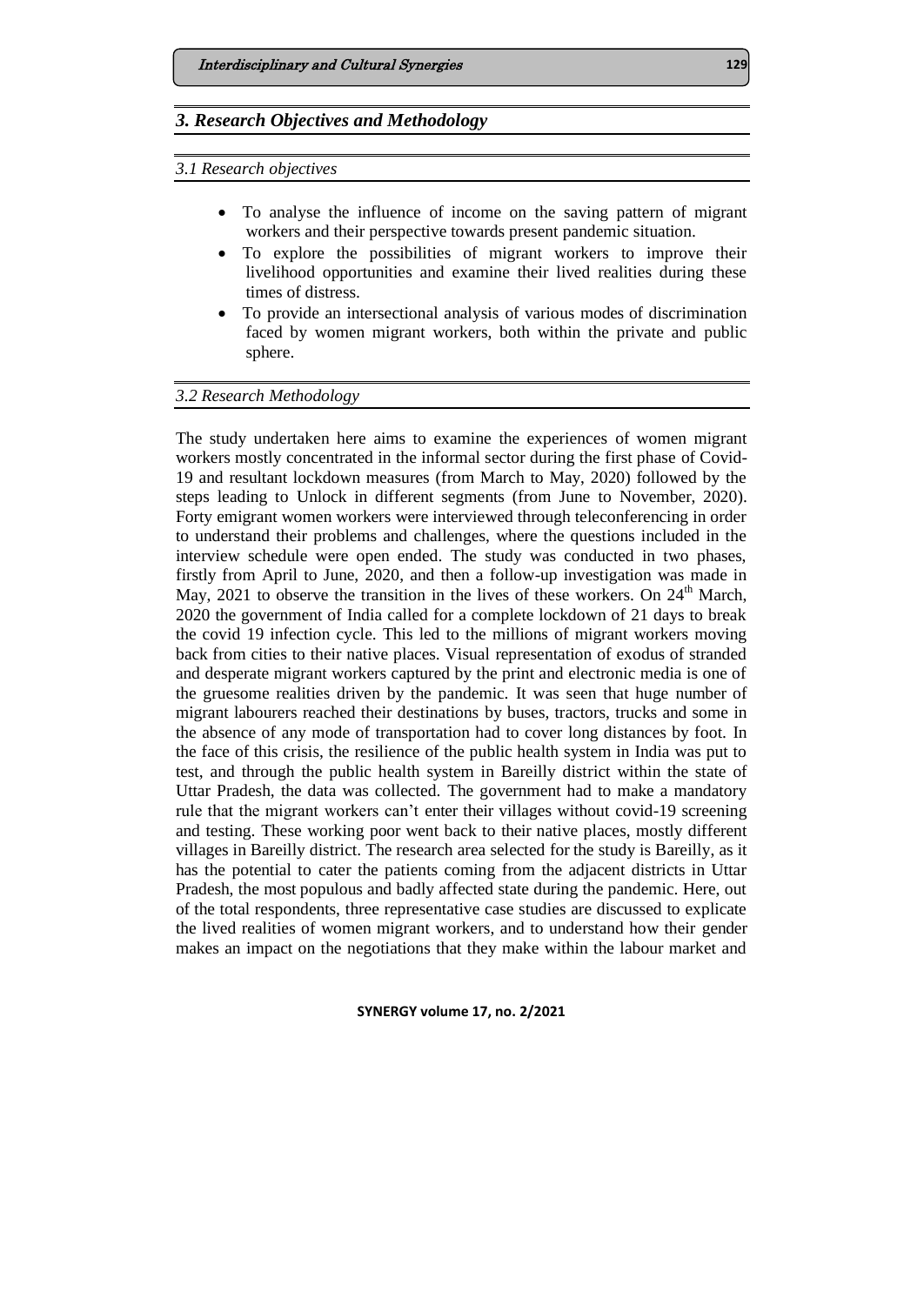## *3. Research Objectives and Methodology*

### *3.1 Research objectives*

- To analyse the influence of income on the saving pattern of migrant workers and their perspective towards present pandemic situation.
- To explore the possibilities of migrant workers to improve their livelihood opportunities and examine their lived realities during these times of distress.
- To provide an intersectional analysis of various modes of discrimination faced by women migrant workers, both within the private and public sphere.

### *3.2 Research Methodology*

The study undertaken here aims to examine the experiences of women migrant workers mostly concentrated in the informal sector during the first phase of Covid-19 and resultant lockdown measures (from March to May, 2020) followed by the steps leading to Unlock in different segments (from June to November, 2020). Forty emigrant women workers were interviewed through teleconferencing in order to understand their problems and challenges, where the questions included in the interview schedule were open ended. The study was conducted in two phases, firstly from April to June, 2020, and then a follow-up investigation was made in May, 2021 to observe the transition in the lives of these workers. On 24th March, 2020 the government of India called for a complete lockdown of 21 days to break the covid 19 infection cycle. This led to the millions of migrant workers moving back from cities to their native places. Visual representation of exodus of stranded and desperate migrant workers captured by the print and electronic media is one of the gruesome realities driven by the pandemic. It was seen that huge number of migrant labourers reached their destinations by buses, tractors, trucks and some in the absence of any mode of transportation had to cover long distances by foot. In the face of this crisis, the resilience of the public health system in India was put to test, and through the public health system in Bareilly district within the state of Uttar Pradesh, the data was collected. The government had to make a mandatory rule that the migrant workers can't enter their villages without covid-19 screening and testing. These working poor went back to their native places, mostly different villages in Bareilly district. The research area selected for the study is Bareilly, as it has the potential to cater the patients coming from the adjacent districts in Uttar Pradesh, the most populous and badly affected state during the pandemic. Here, out of the total respondents, three representative case studies are discussed to explicate the lived realities of women migrant workers, and to understand how their gender makes an impact on the negotiations that they make within the labour market and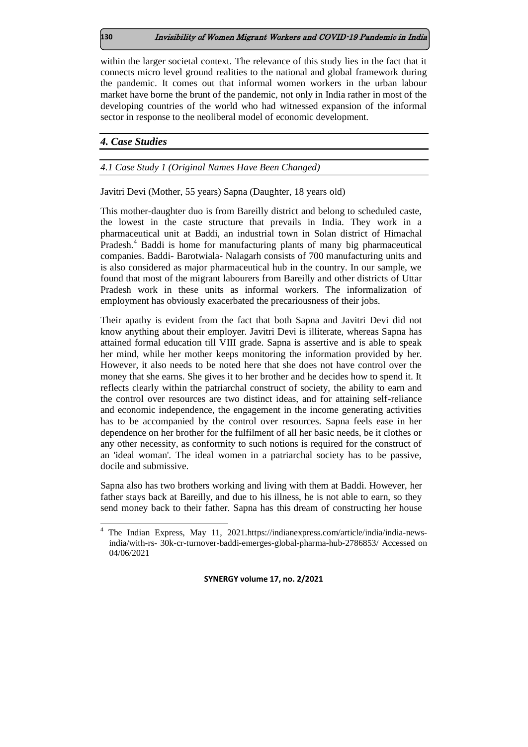within the larger societal context. The relevance of this study lies in the fact that it connects micro level ground realities to the national and global framework during the pandemic. It comes out that informal women workers in the urban labour market have borne the brunt of the pandemic, not only in India rather in most of the developing countries of the world who had witnessed expansion of the informal sector in response to the neoliberal model of economic development.

## *4. Case Studies*

### *4.1 Case Study 1 (Original Names Have Been Changed)*

Javitri Devi (Mother, 55 years) Sapna (Daughter, 18 years old)

This mother-daughter duo is from Bareilly district and belong to scheduled caste, the lowest in the caste structure that prevails in India. They work in a pharmaceutical unit at Baddi, an industrial town in Solan district of Himachal Pradesh.[4] Baddi is home for manufacturing plants of many big pharmaceutical companies. Baddi- Barotwiala- Nalagarh consists of 700 manufacturing units and is also considered as major pharmaceutical hub in the country. In our sample, we found that most of the migrant labourers from Bareilly and other districts of Uttar Pradesh work in these units as informal workers. The informalization of employment has obviously exacerbated the precariousness of their jobs.

Their apathy is evident from the fact that both Sapna and Javitri Devi did not know anything about their employer. Javitri Devi is illiterate, whereas Sapna has attained formal education till VIII grade. Sapna is assertive and is able to speak her mind, while her mother keeps monitoring the information provided by her. However, it also needs to be noted here that she does not have control over the money that she earns. She gives it to her brother and he decides how to spend it. It reflects clearly within the patriarchal construct of society, the ability to earn and the control over resources are two distinct ideas, and for attaining self-reliance and economic independence, the engagement in the income generating activities has to be accompanied by the control over resources. Sapna feels ease in her dependence on her brother for the fulfilment of all her basic needs, be it clothes or any other necessity, as conformity to such notions is required for the construct of an 'ideal woman'. The ideal women in a patriarchal society has to be passive, docile and submissive.

Sapna also has two brothers working and living with them at Baddi. However, her father stays back at Bareilly, and due to his illness, he is not able to earn, so they send money back to their father. Sapna has this dream of constructing her house

---

[4] The Indian Express, May 11, 2021.https://indianexpress.com/article/india/india-news-india/with-rs- 30k-cr-turnover-baddi-emerges-global-pharma-hub-2786853/ Accessed on 04/06/2021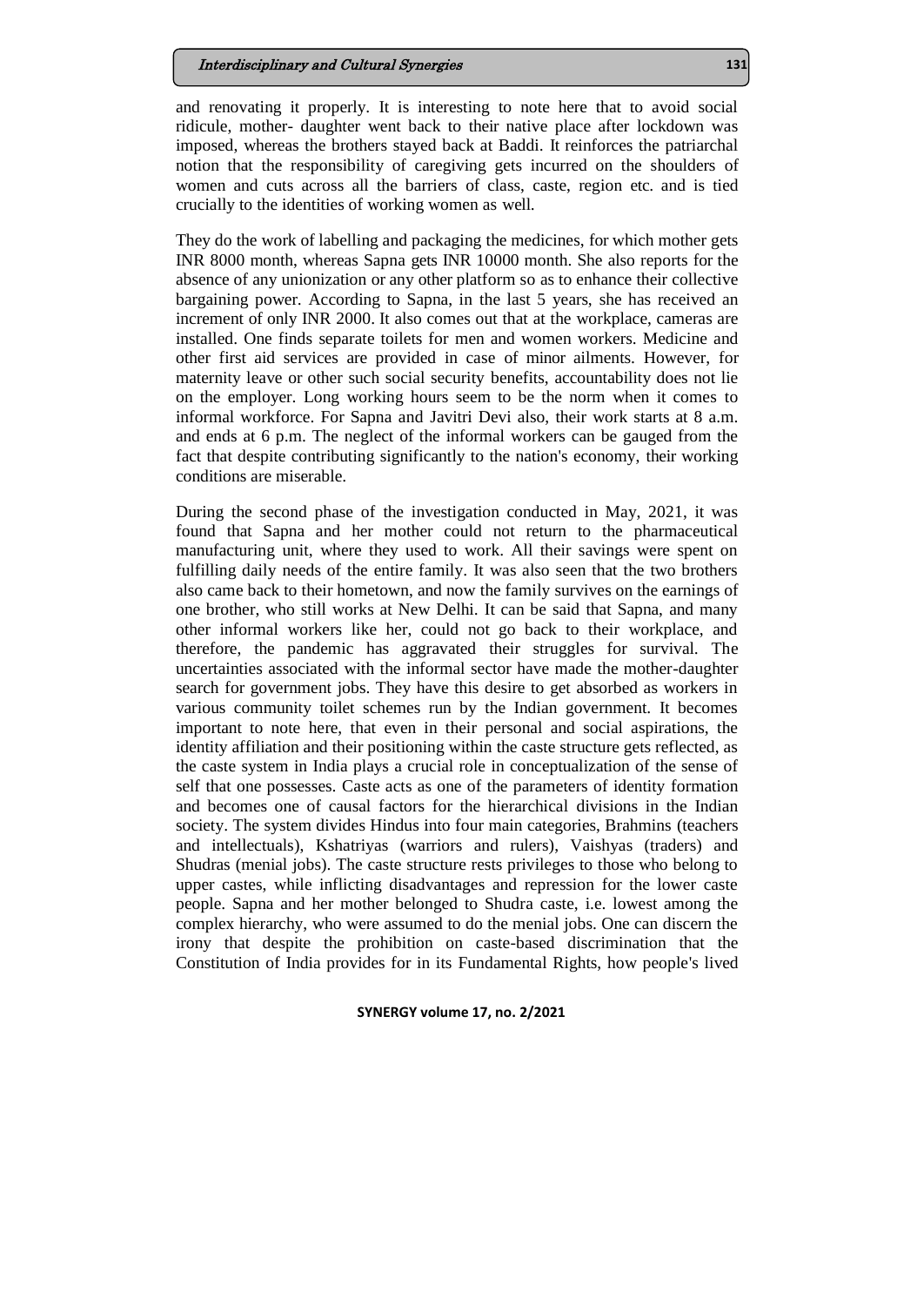and renovating it properly. It is interesting to note here that to avoid social ridicule, mother- daughter went back to their native place after lockdown was imposed, whereas the brothers stayed back at Baddi. It reinforces the patriarchal notion that the responsibility of caregiving gets incurred on the shoulders of women and cuts across all the barriers of class, caste, region etc. and is tied crucially to the identities of working women as well.

They do the work of labelling and packaging the medicines, for which mother gets INR 8000 month, whereas Sapna gets INR 10000 month. She also reports for the absence of any unionization or any other platform so as to enhance their collective bargaining power. According to Sapna, in the last 5 years, she has received an increment of only INR 2000. It also comes out that at the workplace, cameras are installed. One finds separate toilets for men and women workers. Medicine and other first aid services are provided in case of minor ailments. However, for maternity leave or other such social security benefits, accountability does not lie on the employer. Long working hours seem to be the norm when it comes to informal workforce. For Sapna and Javitri Devi also, their work starts at 8 a.m. and ends at 6 p.m. The neglect of the informal workers can be gauged from the fact that despite contributing significantly to the nation's economy, their working conditions are miserable.

During the second phase of the investigation conducted in May, 2021, it was found that Sapna and her mother could not return to the pharmaceutical manufacturing unit, where they used to work. All their savings were spent on fulfilling daily needs of the entire family. It was also seen that the two brothers also came back to their hometown, and now the family survives on the earnings of one brother, who still works at New Delhi. It can be said that Sapna, and many other informal workers like her, could not go back to their workplace, and therefore, the pandemic has aggravated their struggles for survival. The uncertainties associated with the informal sector have made the mother-daughter search for government jobs. They have this desire to get absorbed as workers in various community toilet schemes run by the Indian government. It becomes important to note here, that even in their personal and social aspirations, the identity affiliation and their positioning within the caste structure gets reflected, as the caste system in India plays a crucial role in conceptualization of the sense of self that one possesses. Caste acts as one of the parameters of identity formation and becomes one of causal factors for the hierarchical divisions in the Indian society. The system divides Hindus into four main categories, Brahmins (teachers and intellectuals), Kshatriyas (warriors and rulers), Vaishyas (traders) and Shudras (menial jobs). The caste structure rests privileges to those who belong to upper castes, while inflicting disadvantages and repression for the lower caste people. Sapna and her mother belonged to Shudra caste, i.e. lowest among the complex hierarchy, who were assumed to do the menial jobs. One can discern the irony that despite the prohibition on caste-based discrimination that the Constitution of India provides for in its Fundamental Rights, how people's lived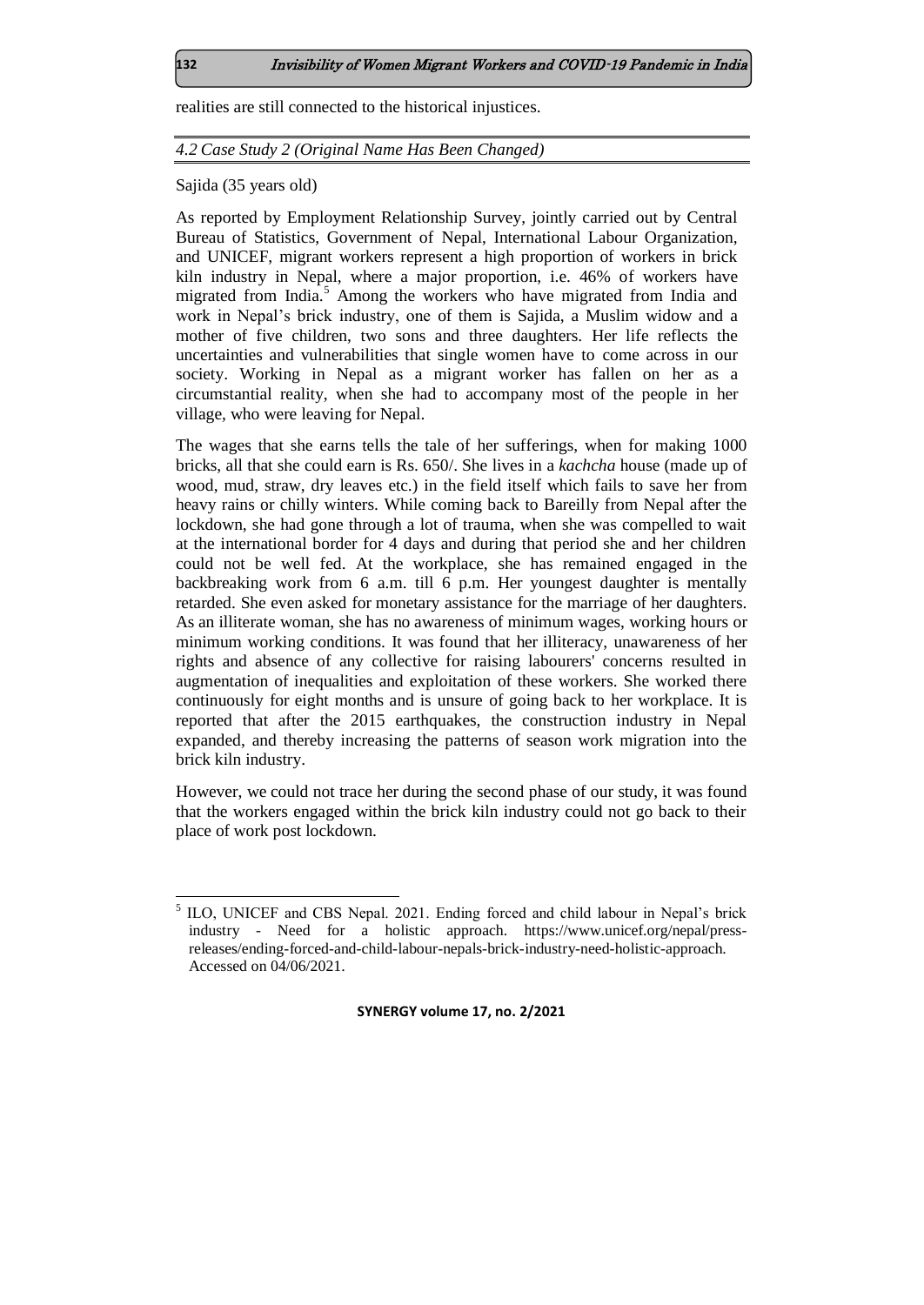realities are still connected to the historical injustices.

### *4.2 Case Study 2 (Original Name Has Been Changed)*

Sajida (35 years old)

As reported by Employment Relationship Survey, jointly carried out by Central Bureau of Statistics, Government of Nepal, International Labour Organization, and UNICEF, migrant workers represent a high proportion of workers in brick kiln industry in Nepal, where a major proportion, i.e. 46% of workers have migrated from India.[5] Among the workers who have migrated from India and work in Nepal's brick industry, one of them is Sajida, a Muslim widow and a mother of five children, two sons and three daughters. Her life reflects the uncertainties and vulnerabilities that single women have to come across in our society. Working in Nepal as a migrant worker has fallen on her as a circumstantial reality, when she had to accompany most of the people in her village, who were leaving for Nepal.

The wages that she earns tells the tale of her sufferings, when for making 1000 bricks, all that she could earn is Rs. 650/. She lives in a *kachcha* house (made up of wood, mud, straw, dry leaves etc.) in the field itself which fails to save her from heavy rains or chilly winters. While coming back to Bareilly from Nepal after the lockdown, she had gone through a lot of trauma, when she was compelled to wait at the international border for 4 days and during that period she and her children could not be well fed. At the workplace, she has remained engaged in the backbreaking work from 6 a.m. till 6 p.m. Her youngest daughter is mentally retarded. She even asked for monetary assistance for the marriage of her daughters. As an illiterate woman, she has no awareness of minimum wages, working hours or minimum working conditions. It was found that her illiteracy, unawareness of her rights and absence of any collective for raising labourers' concerns resulted in augmentation of inequalities and exploitation of these workers. She worked there continuously for eight months and is unsure of going back to her workplace. It is reported that after the 2015 earthquakes, the construction industry in Nepal expanded, and thereby increasing the patterns of season work migration into the brick kiln industry.

However, we could not trace her during the second phase of our study, it was found that the workers engaged within the brick kiln industry could not go back to their place of work post lockdown.

---

[5] ILO, UNICEF and CBS Nepal. 2021. Ending forced and child labour in Nepal's brick industry - Need for a holistic approach. https://www.unicef.org/nepal/press-releases/ending-forced-and-child-labour-nepals-brick-industry-need-holistic-approach. Accessed on 04/06/2021.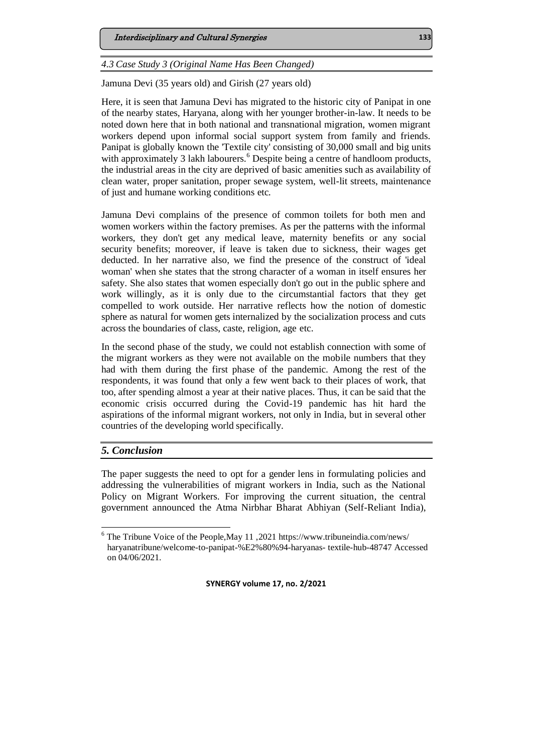### *4.3 Case Study 3 (Original Name Has Been Changed)*

Jamuna Devi (35 years old) and Girish (27 years old)

Here, it is seen that Jamuna Devi has migrated to the historic city of Panipat in one of the nearby states, Haryana, along with her younger brother-in-law. It needs to be noted down here that in both national and transnational migration, women migrant workers depend upon informal social support system from family and friends. Panipat is globally known the 'Textile city' consisting of 30,000 small and big units with approximately 3 lakh labourers.[6] Despite being a centre of handloom products, the industrial areas in the city are deprived of basic amenities such as availability of clean water, proper sanitation, proper sewage system, well-lit streets, maintenance of just and humane working conditions etc.

Jamuna Devi complains of the presence of common toilets for both men and women workers within the factory premises. As per the patterns with the informal workers, they don't get any medical leave, maternity benefits or any social security benefits; moreover, if leave is taken due to sickness, their wages get deducted. In her narrative also, we find the presence of the construct of 'ideal woman' when she states that the strong character of a woman in itself ensures her safety. She also states that women especially don't go out in the public sphere and work willingly, as it is only due to the circumstantial factors that they get compelled to work outside. Her narrative reflects how the notion of domestic sphere as natural for women gets internalized by the socialization process and cuts across the boundaries of class, caste, religion, age etc.

In the second phase of the study, we could not establish connection with some of the migrant workers as they were not available on the mobile numbers that they had with them during the first phase of the pandemic. Among the rest of the respondents, it was found that only a few went back to their places of work, that too, after spending almost a year at their native places. Thus, it can be said that the economic crisis occurred during the Covid-19 pandemic has hit hard the aspirations of the informal migrant workers, not only in India, but in several other countries of the developing world specifically.

## *5. Conclusion*

The paper suggests the need to opt for a gender lens in formulating policies and addressing the vulnerabilities of migrant workers in India, such as the National Policy on Migrant Workers. For improving the current situation, the central government announced the Atma Nirbhar Bharat Abhiyan (Self-Reliant India),

---

[6] The Tribune Voice of the People,May 11 ,2021 https://www.tribuneindia.com/news/haryanatribune/welcome-to-panipat-%E2%80%94-haryanas- textile-hub-48747 Accessed on 04/06/2021.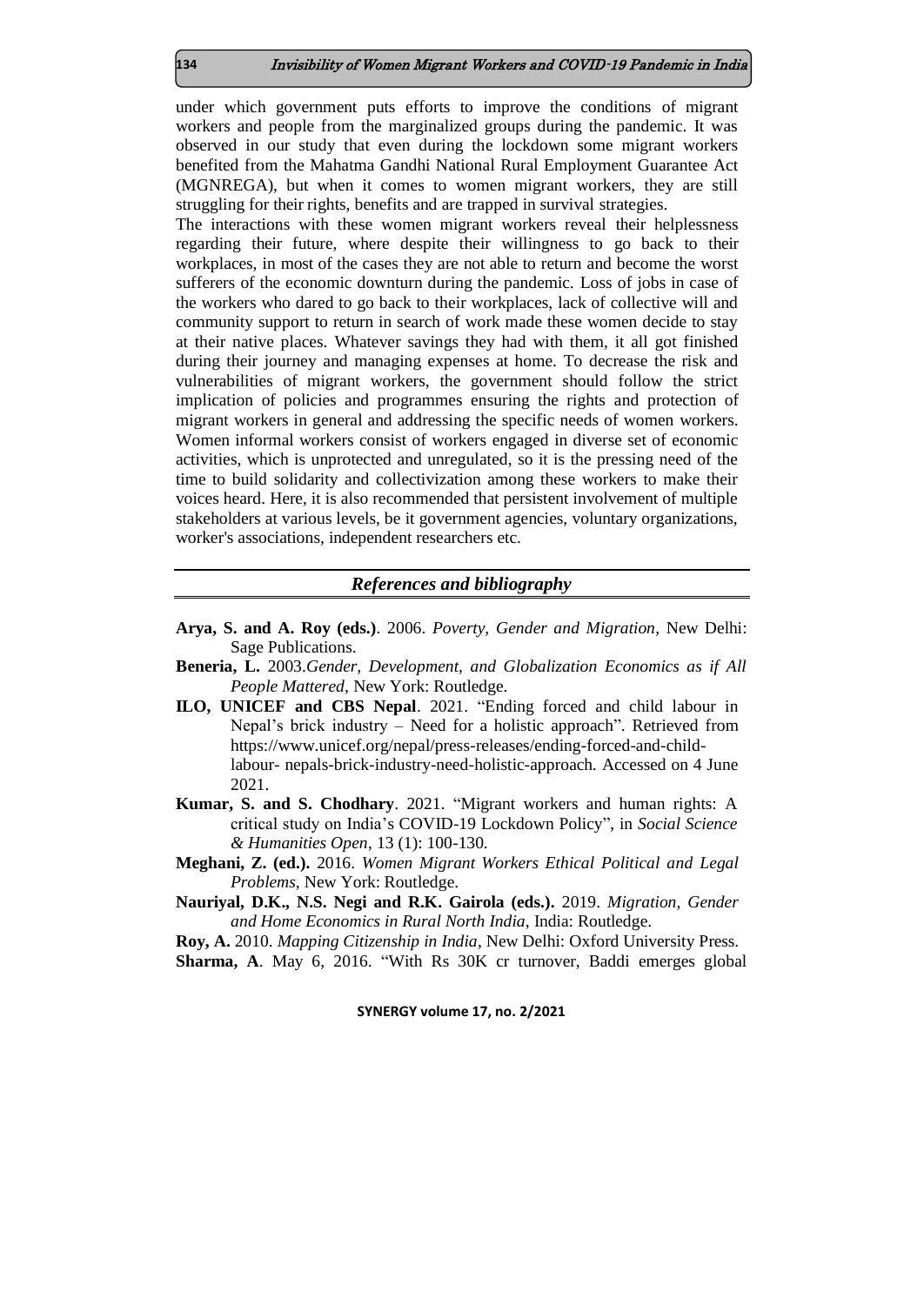under which government puts efforts to improve the conditions of migrant workers and people from the marginalized groups during the pandemic. It was observed in our study that even during the lockdown some migrant workers benefited from the Mahatma Gandhi National Rural Employment Guarantee Act (MGNREGA), but when it comes to women migrant workers, they are still struggling for their rights, benefits and are trapped in survival strategies.

The interactions with these women migrant workers reveal their helplessness regarding their future, where despite their willingness to go back to their workplaces, in most of the cases they are not able to return and become the worst sufferers of the economic downturn during the pandemic. Loss of jobs in case of the workers who dared to go back to their workplaces, lack of collective will and community support to return in search of work made these women decide to stay at their native places. Whatever savings they had with them, it all got finished during their journey and managing expenses at home. To decrease the risk and vulnerabilities of migrant workers, the government should follow the strict implication of policies and programmes ensuring the rights and protection of migrant workers in general and addressing the specific needs of women workers. Women informal workers consist of workers engaged in diverse set of economic activities, which is unprotected and unregulated, so it is the pressing need of the time to build solidarity and collectivization among these workers to make their voices heard. Here, it is also recommended that persistent involvement of multiple stakeholders at various levels, be it government agencies, voluntary organizations, worker's associations, independent researchers etc.

## *References and bibliography*

**Arya, S. and A. Roy (eds.)**. 2006. *Poverty, Gender and Migration*, New Delhi: Sage Publications.

**Beneria, L.** 2003.*Gender, Development, and Globalization Economics as if All People Mattered,* New York: Routledge.

**ILO, UNICEF and CBS Nepal**. 2021. "Ending forced and child labour in Nepal's brick industry – Need for a holistic approach". Retrieved from https://www.unicef.org/nepal/press-releases/ending-forced-and-child-labour- nepals-brick-industry-need-holistic-approach. Accessed on 4 June 2021.

**Kumar, S. and S. Chodhary**. 2021. "Migrant workers and human rights: A critical study on India's COVID-19 Lockdown Policy", in *Social Science & Humanities Open*, 13 (1): 100-130.

**Meghani, Z. (ed.).** 2016. *Women Migrant Workers Ethical Political and Legal Problems*, New York: Routledge.

**Nauriyal, D.K., N.S. Negi and R.K. Gairola (eds.).** 2019. *Migration, Gender and Home Economics in Rural North India*, India: Routledge.

**Roy, A.** 2010. *Mapping Citizenship in India*, New Delhi: Oxford University Press.

**Sharma, A**. May 6, 2016. "With Rs 30K cr turnover, Baddi emerges global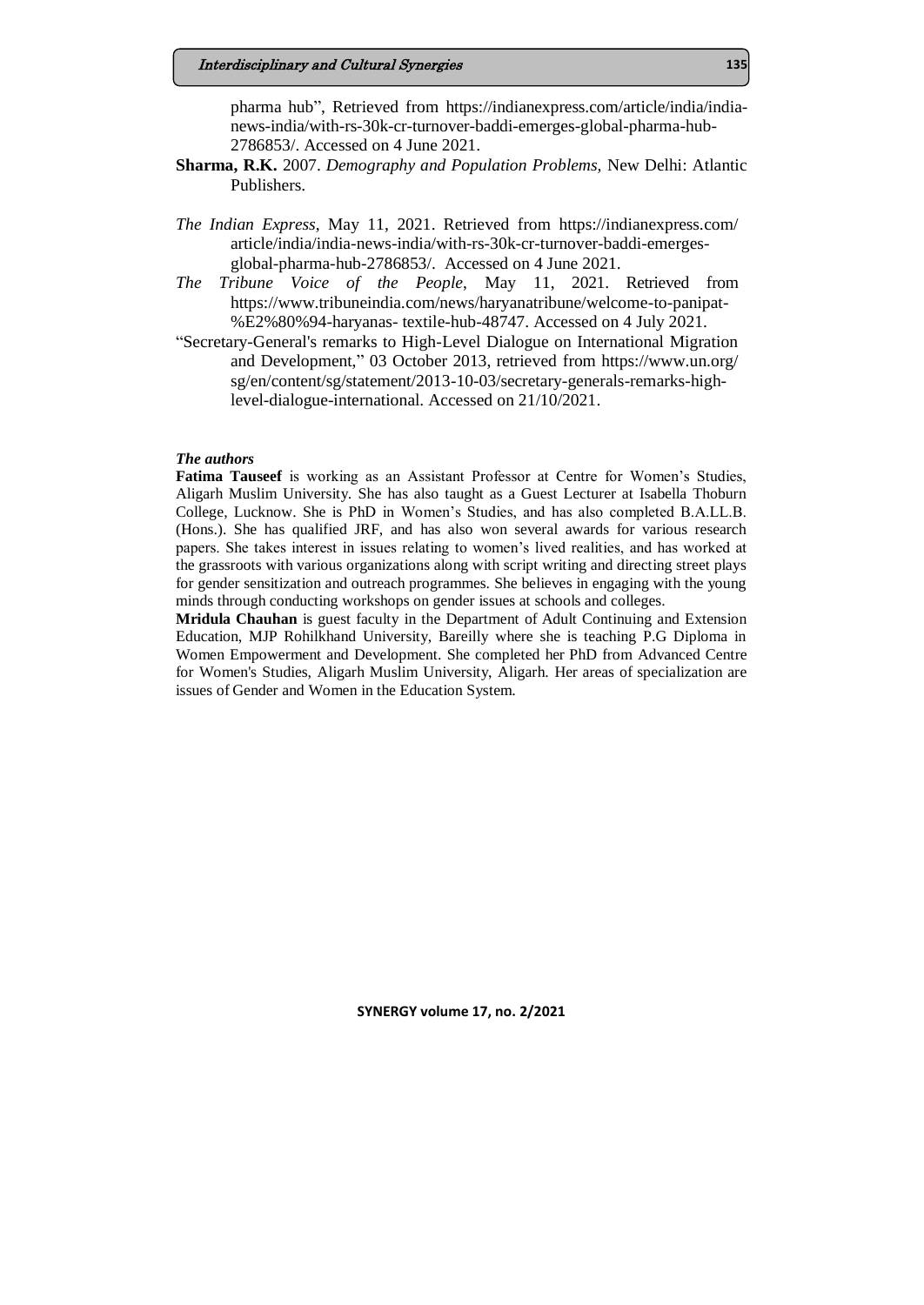pharma hub", Retrieved from https://indianexpress.com/article/india/india-news-india/with-rs-30k-cr-turnover-baddi-emerges-global-pharma-hub-2786853/. Accessed on 4 June 2021.

**Sharma, R.K.** 2007. *Demography and Population Problems*, New Delhi: Atlantic Publishers.

*The Indian Express*, May 11, 2021. Retrieved from https://indianexpress.com/article/india/india-news-india/with-rs-30k-cr-turnover-baddi-emerges-global-pharma-hub-2786853/. Accessed on 4 June 2021.

*The Tribune Voice of the People*, May 11, 2021. Retrieved from https://www.tribuneindia.com/news/haryanatribune/welcome-to-panipat-%E2%80%94-haryanas- textile-hub-48747. Accessed on 4 July 2021.

"Secretary-General's remarks to High-Level Dialogue on International Migration and Development," 03 October 2013, retrieved from https://www.un.org/sg/en/content/sg/statement/2013-10-03/secretary-generals-remarks-high-level-dialogue-international. Accessed on 21/10/2021.

***The authors***

**Fatima Tauseef** is working as an Assistant Professor at Centre for Women's Studies, Aligarh Muslim University. She has also taught as a Guest Lecturer at Isabella Thoburn College, Lucknow. She is PhD in Women's Studies, and has also completed B.A.LL.B. (Hons.). She has qualified JRF, and has also won several awards for various research papers. She takes interest in issues relating to women's lived realities, and has worked at the grassroots with various organizations along with script writing and directing street plays for gender sensitization and outreach programmes. She believes in engaging with the young minds through conducting workshops on gender issues at schools and colleges.

**Mridula Chauhan** is guest faculty in the Department of Adult Continuing and Extension Education, MJP Rohilkhand University, Bareilly where she is teaching P.G Diploma in Women Empowerment and Development. She completed her PhD from Advanced Centre for Women's Studies, Aligarh Muslim University, Aligarh. Her areas of specialization are issues of Gender and Women in the Education System.